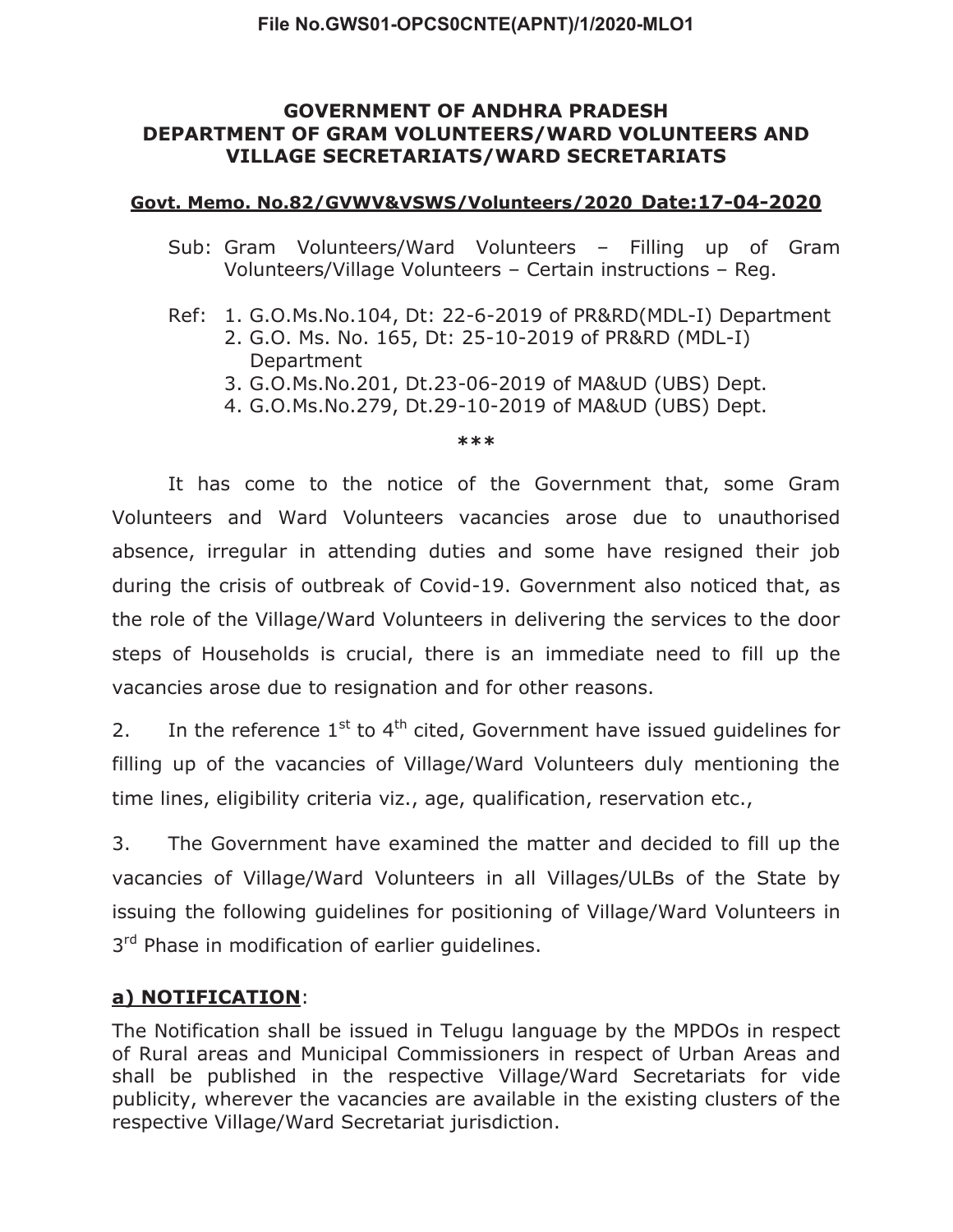File No.GWS01-OPCS0CNTE(APNT)/1/2020-MLO1

**GOVERNMENT OF ANDHRA PRADESH**
**DEPARTMENT OF GRAM VOLUNTEERS/WARD VOLUNTEERS AND VILLAGE SECRETARIATS/WARD SECRETARIATS**

**Govt. Memo. No.82/GVWV&VSWS/Volunteers/2020 Date:17-04-2020**

Sub: Gram Volunteers/Ward Volunteers – Filling up of Gram Volunteers/Village Volunteers – Certain instructions – Reg.

Ref:
1. G.O.Ms.No.104, Dt: 22-6-2019 of PR&RD(MDL-I) Department
2. G.O. Ms. No. 165, Dt: 25-10-2019 of PR&RD (MDL-I) Department
3. G.O.Ms.No.201, Dt.23-06-2019 of MA&UD (UBS) Dept.
4. G.O.Ms.No.279, Dt.29-10-2019 of MA&UD (UBS) Dept.

***

It has come to the notice of the Government that, some Gram Volunteers and Ward Volunteers vacancies arose due to unauthorised absence, irregular in attending duties and some have resigned their job during the crisis of outbreak of Covid-19. Government also noticed that, as the role of the Village/Ward Volunteers in delivering the services to the door steps of Households is crucial, there is an immediate need to fill up the vacancies arose due to resignation and for other reasons.

2. In the reference 1st to 4th cited, Government have issued guidelines for filling up of the vacancies of Village/Ward Volunteers duly mentioning the time lines, eligibility criteria viz., age, qualification, reservation etc.,

3. The Government have examined the matter and decided to fill up the vacancies of Village/Ward Volunteers in all Villages/ULBs of the State by issuing the following guidelines for positioning of Village/Ward Volunteers in 3rd Phase in modification of earlier guidelines.

**a) NOTIFICATION**:

The Notification shall be issued in Telugu language by the MPDOs in respect of Rural areas and Municipal Commissioners in respect of Urban Areas and shall be published in the respective Village/Ward Secretariats for vide publicity, wherever the vacancies are available in the existing clusters of the respective Village/Ward Secretariat jurisdiction.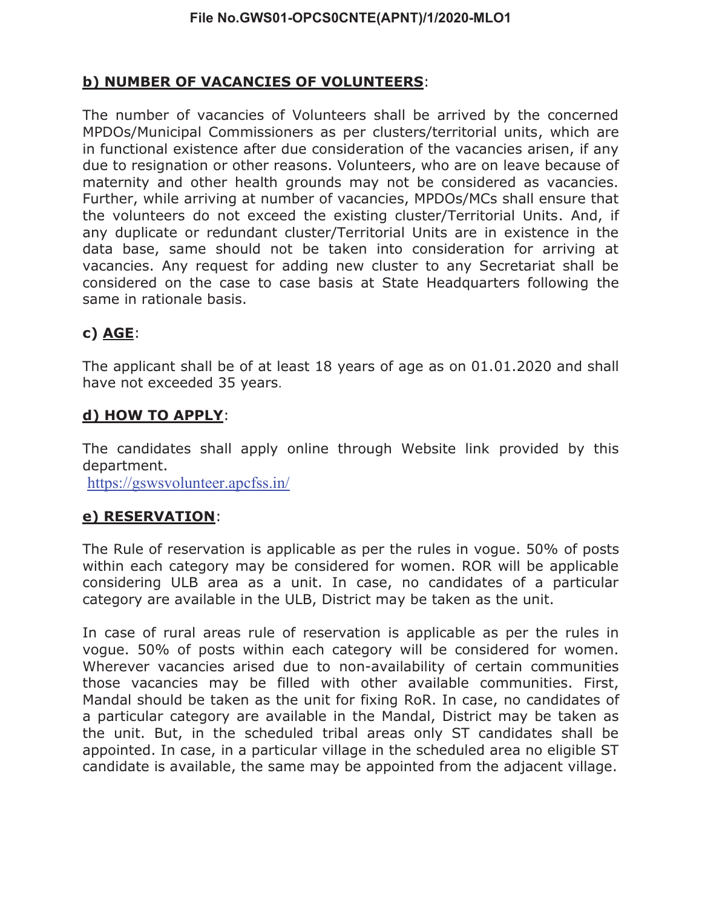## b) NUMBER OF VACANCIES OF VOLUNTEERS:

The number of vacancies of Volunteers shall be arrived by the concerned MPDOs/Municipal Commissioners as per clusters/territorial units, which are in functional existence after due consideration of the vacancies arisen, if any due to resignation or other reasons. Volunteers, who are on leave because of maternity and other health grounds may not be considered as vacancies. Further, while arriving at number of vacancies, MPDOs/MCs shall ensure that the volunteers do not exceed the existing cluster/Territorial Units. And, if any duplicate or redundant cluster/Territorial Units are in existence in the data base, same should not be taken into consideration for arriving at vacancies. Any request for adding new cluster to any Secretariat shall be considered on the case to case basis at State Headquarters following the same in rationale basis.

## c) AGE:

The applicant shall be of at least 18 years of age as on 01.01.2020 and shall have not exceeded 35 years.

## d) HOW TO APPLY:

The candidates shall apply online through Website link provided by this department.
https://gswsvolunteer.apcfss.in/

## e) RESERVATION:

The Rule of reservation is applicable as per the rules in vogue. 50% of posts within each category may be considered for women. ROR will be applicable considering ULB area as a unit. In case, no candidates of a particular category are available in the ULB, District may be taken as the unit.

In case of rural areas rule of reservation is applicable as per the rules in vogue. 50% of posts within each category will be considered for women. Wherever vacancies arised due to non-availability of certain communities those vacancies may be filled with other available communities. First, Mandal should be taken as the unit for fixing RoR. In case, no candidates of a particular category are available in the Mandal, District may be taken as the unit. But, in the scheduled tribal areas only ST candidates shall be appointed. In case, in a particular village in the scheduled area no eligible ST candidate is available, the same may be appointed from the adjacent village.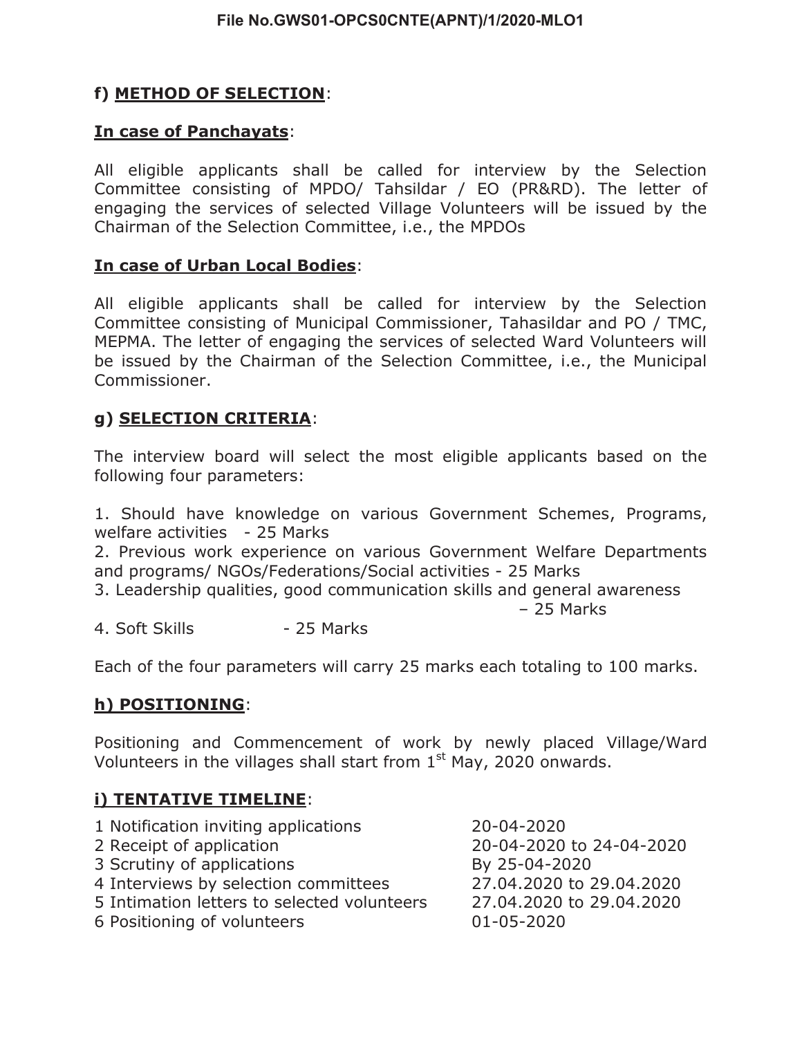## f) METHOD OF SELECTION:

### In case of Panchayats:

All eligible applicants shall be called for interview by the Selection Committee consisting of MPDO/ Tahsildar / EO (PR&RD). The letter of engaging the services of selected Village Volunteers will be issued by the Chairman of the Selection Committee, i.e., the MPDOs

### In case of Urban Local Bodies:

All eligible applicants shall be called for interview by the Selection Committee consisting of Municipal Commissioner, Tahasildar and PO / TMC, MEPMA. The letter of engaging the services of selected Ward Volunteers will be issued by the Chairman of the Selection Committee, i.e., the Municipal Commissioner.

## g) SELECTION CRITERIA:

The interview board will select the most eligible applicants based on the following four parameters:

1. Should have knowledge on various Government Schemes, Programs, welfare activities - 25 Marks
2. Previous work experience on various Government Welfare Departments and programs/ NGOs/Federations/Social activities - 25 Marks
3. Leadership qualities, good communication skills and general awareness – 25 Marks
4. Soft Skills - 25 Marks

Each of the four parameters will carry 25 marks each totaling to 100 marks.

## h) POSITIONING:

Positioning and Commencement of work by newly placed Village/Ward Volunteers in the villages shall start from 1st May, 2020 onwards.

## i) TENTATIVE TIMELINE:

| | |
|---|---|
| 1 Notification inviting applications | 20-04-2020 |
| 2 Receipt of application | 20-04-2020 to 24-04-2020 |
| 3 Scrutiny of applications | By 25-04-2020 |
| 4 Interviews by selection committees | 27.04.2020 to 29.04.2020 |
| 5 Intimation letters to selected volunteers | 27.04.2020 to 29.04.2020 |
| 6 Positioning of volunteers | 01-05-2020 |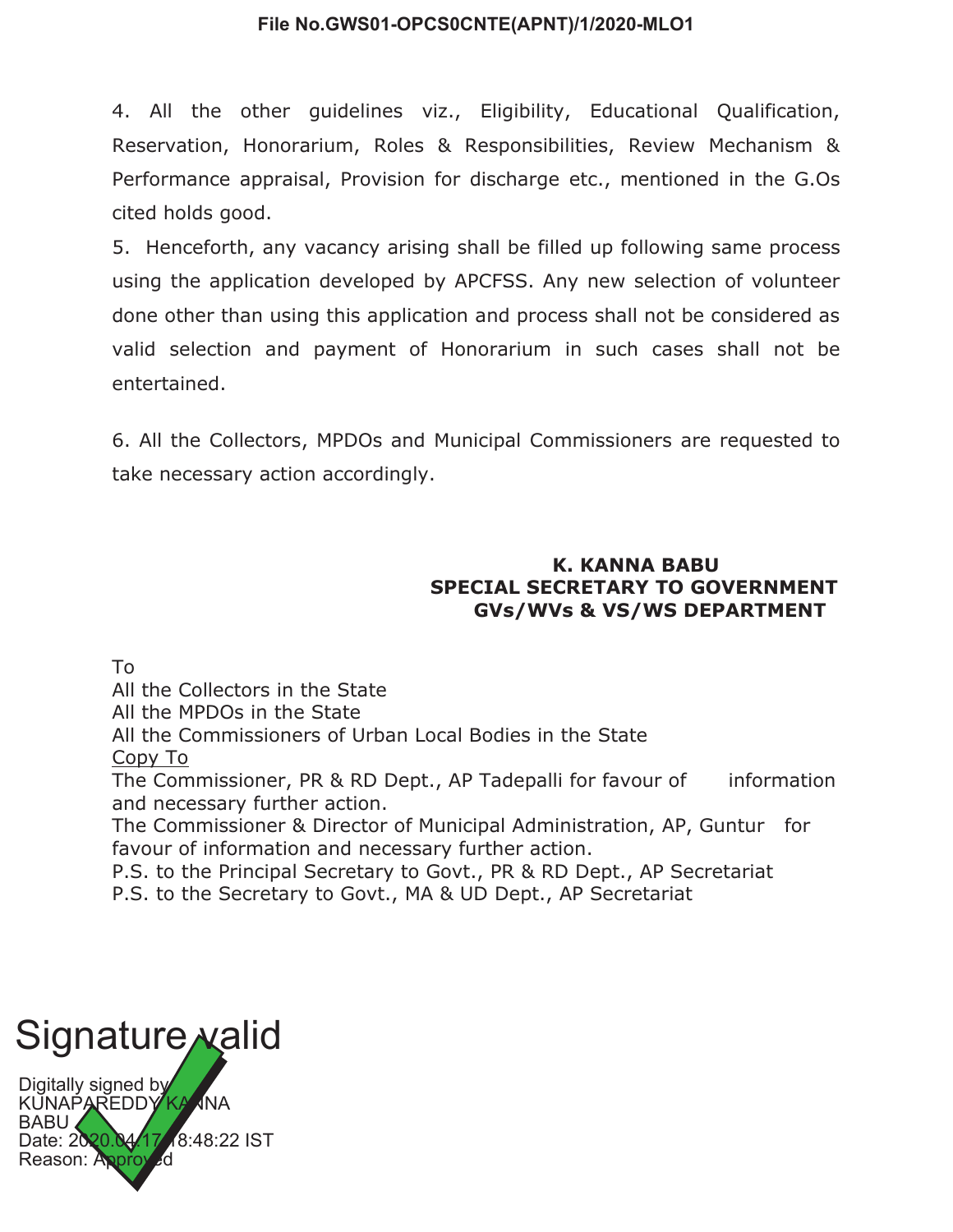4. All the other guidelines viz., Eligibility, Educational Qualification, Reservation, Honorarium, Roles & Responsibilities, Review Mechanism & Performance appraisal, Provision for discharge etc., mentioned in the G.Os cited holds good.

5. Henceforth, any vacancy arising shall be filled up following same process using the application developed by APCFSS. Any new selection of volunteer done other than using this application and process shall not be considered as valid selection and payment of Honorarium in such cases shall not be entertained.

6. All the Collectors, MPDOs and Municipal Commissioners are requested to take necessary action accordingly.

**K. KANNA BABU**
**SPECIAL SECRETARY TO GOVERNMENT**
**GVs/WVs & VS/WS DEPARTMENT**

To
All the Collectors in the State
All the MPDOs in the State
All the Commissioners of Urban Local Bodies in the State

Copy To
The Commissioner, PR & RD Dept., AP Tadepalli for favour of information and necessary further action.
The Commissioner & Director of Municipal Administration, AP, Guntur for favour of information and necessary further action.
P.S. to the Principal Secretary to Govt., PR & RD Dept., AP Secretariat
P.S. to the Secretary to Govt., MA & UD Dept., AP Secretariat

Signature valid

Digitally signed by KUNAPAREDDY KANNA BABU
Date: 2020.04.17 18:48:22 IST
Reason: Approved